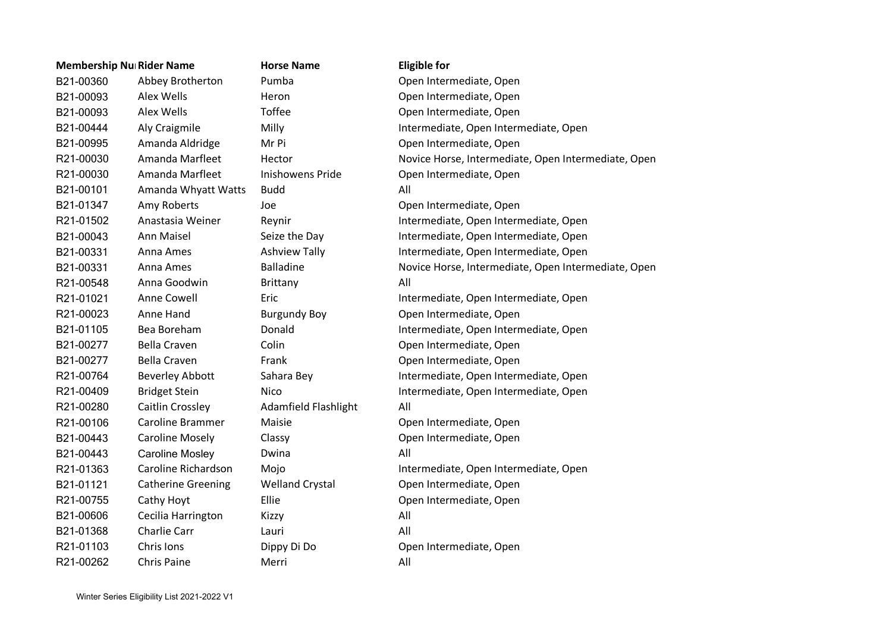| Membership Nu | Rider Name | Horse Name | Eligible for |
|---|---|---|---|
| B21-00360 | Abbey Brotherton | Pumba | Open Intermediate, Open |
| B21-00093 | Alex Wells | Heron | Open Intermediate, Open |
| B21-00093 | Alex Wells | Toffee | Open Intermediate, Open |
| B21-00444 | Aly Craigmile | Milly | Intermediate, Open Intermediate, Open |
| B21-00995 | Amanda Aldridge | Mr Pi | Open Intermediate, Open |
| R21-00030 | Amanda Marfleet | Hector | Novice Horse, Intermediate, Open Intermediate, Open |
| R21-00030 | Amanda Marfleet | Inishowens Pride | Open Intermediate, Open |
| B21-00101 | Amanda Whyatt Watts | Budd | All |
| B21-01347 | Amy Roberts | Joe | Open Intermediate, Open |
| R21-01502 | Anastasia Weiner | Reynir | Intermediate, Open Intermediate, Open |
| B21-00043 | Ann Maisel | Seize the Day | Intermediate, Open Intermediate, Open |
| B21-00331 | Anna Ames | Ashview Tally | Intermediate, Open Intermediate, Open |
| B21-00331 | Anna Ames | Balladine | Novice Horse, Intermediate, Open Intermediate, Open |
| R21-00548 | Anna Goodwin | Brittany | All |
| R21-01021 | Anne Cowell | Eric | Intermediate, Open Intermediate, Open |
| R21-00023 | Anne Hand | Burgundy Boy | Open Intermediate, Open |
| B21-01105 | Bea Boreham | Donald | Intermediate, Open Intermediate, Open |
| B21-00277 | Bella Craven | Colin | Open Intermediate, Open |
| B21-00277 | Bella Craven | Frank | Open Intermediate, Open |
| R21-00764 | Beverley Abbott | Sahara Bey | Intermediate, Open Intermediate, Open |
| R21-00409 | Bridget Stein | Nico | Intermediate, Open Intermediate, Open |
| R21-00280 | Caitlin Crossley | Adamfield Flashlight | All |
| R21-00106 | Caroline Brammer | Maisie | Open Intermediate, Open |
| B21-00443 | Caroline Mosely | Classy | Open Intermediate, Open |
| B21-00443 | Caroline Mosley | Dwina | All |
| R21-01363 | Caroline Richardson | Mojo | Intermediate, Open Intermediate, Open |
| B21-01121 | Catherine Greening | Welland Crystal | Open Intermediate, Open |
| R21-00755 | Cathy Hoyt | Ellie | Open Intermediate, Open |
| B21-00606 | Cecilia Harrington | Kizzy | All |
| B21-01368 | Charlie Carr | Lauri | All |
| R21-01103 | Chris Ions | Dippy Di Do | Open Intermediate, Open |
| R21-00262 | Chris Paine | Merri | All |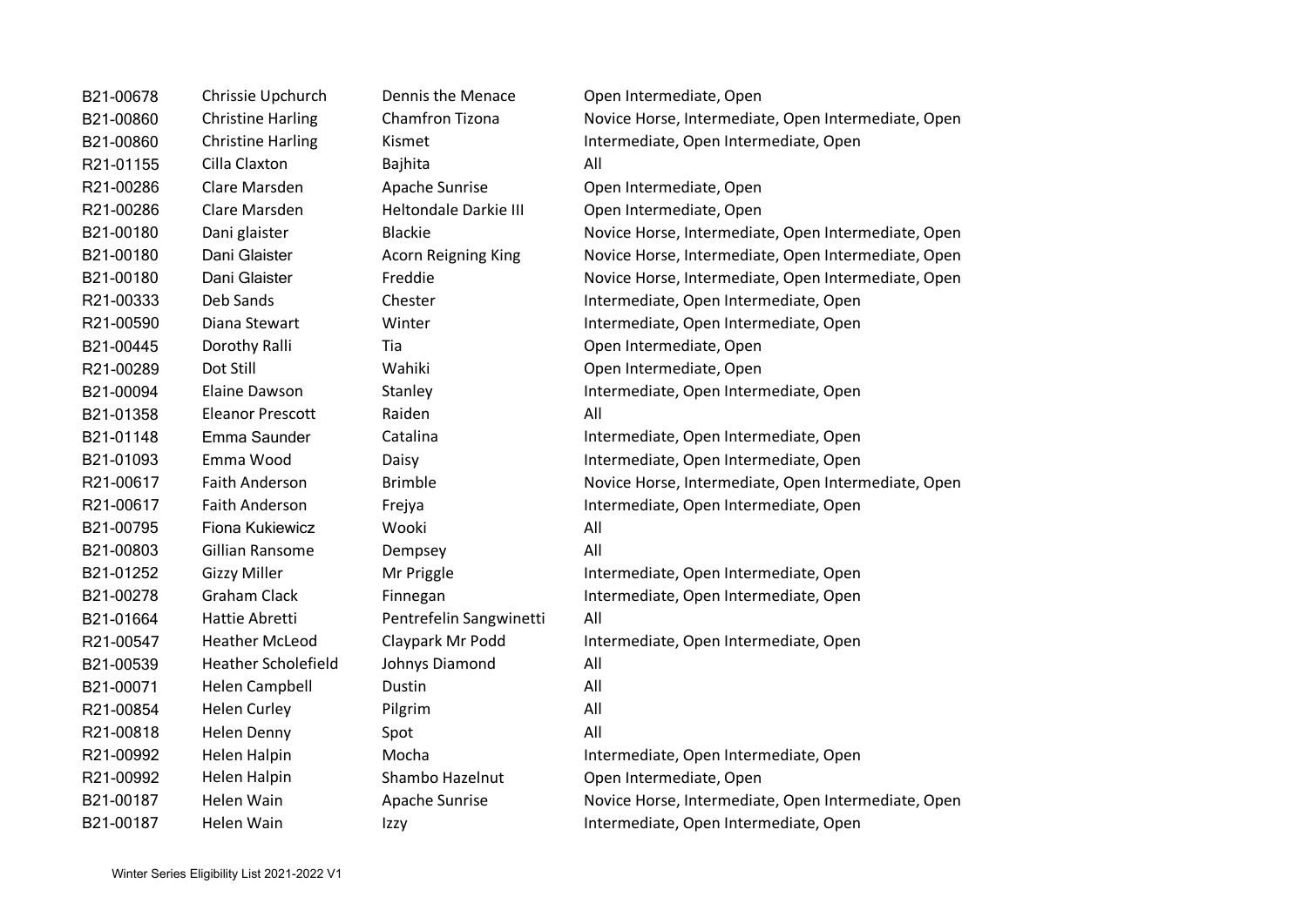| | | | |
|---|---|---|---|
| B21-00678 | Chrissie Upchurch | Dennis the Menace | Open Intermediate, Open |
| B21-00860 | Christine Harling | Chamfron Tizona | Novice Horse, Intermediate, Open Intermediate, Open |
| B21-00860 | Christine Harling | Kismet | Intermediate, Open Intermediate, Open |
| R21-01155 | Cilla Claxton | Bajhita | All |
| R21-00286 | Clare Marsden | Apache Sunrise | Open Intermediate, Open |
| R21-00286 | Clare Marsden | Heltondale Darkie III | Open Intermediate, Open |
| B21-00180 | Dani glaister | Blackie | Novice Horse, Intermediate, Open Intermediate, Open |
| B21-00180 | Dani Glaister | Acorn Reigning King | Novice Horse, Intermediate, Open Intermediate, Open |
| B21-00180 | Dani Glaister | Freddie | Novice Horse, Intermediate, Open Intermediate, Open |
| R21-00333 | Deb Sands | Chester | Intermediate, Open Intermediate, Open |
| R21-00590 | Diana Stewart | Winter | Intermediate, Open Intermediate, Open |
| B21-00445 | Dorothy Ralli | Tia | Open Intermediate, Open |
| R21-00289 | Dot Still | Wahiki | Open Intermediate, Open |
| B21-00094 | Elaine Dawson | Stanley | Intermediate, Open Intermediate, Open |
| B21-01358 | Eleanor Prescott | Raiden | All |
| B21-01148 | Emma Saunder | Catalina | Intermediate, Open Intermediate, Open |
| B21-01093 | Emma Wood | Daisy | Intermediate, Open Intermediate, Open |
| R21-00617 | Faith Anderson | Brimble | Novice Horse, Intermediate, Open Intermediate, Open |
| R21-00617 | Faith Anderson | Frejya | Intermediate, Open Intermediate, Open |
| B21-00795 | Fiona Kukiewicz | Wooki | All |
| B21-00803 | Gillian Ransome | Dempsey | All |
| B21-01252 | Gizzy Miller | Mr Priggle | Intermediate, Open Intermediate, Open |
| B21-00278 | Graham Clack | Finnegan | Intermediate, Open Intermediate, Open |
| B21-01664 | Hattie Abretti | Pentrefelin Sangwinetti | All |
| R21-00547 | Heather McLeod | Claypark Mr Podd | Intermediate, Open Intermediate, Open |
| B21-00539 | Heather Scholefield | Johnys Diamond | All |
| B21-00071 | Helen Campbell | Dustin | All |
| R21-00854 | Helen Curley | Pilgrim | All |
| R21-00818 | Helen Denny | Spot | All |
| R21-00992 | Helen Halpin | Mocha | Intermediate, Open Intermediate, Open |
| R21-00992 | Helen Halpin | Shambo Hazelnut | Open Intermediate, Open |
| B21-00187 | Helen Wain | Apache Sunrise | Novice Horse, Intermediate, Open Intermediate, Open |
| B21-00187 | Helen Wain | Izzy | Intermediate, Open Intermediate, Open |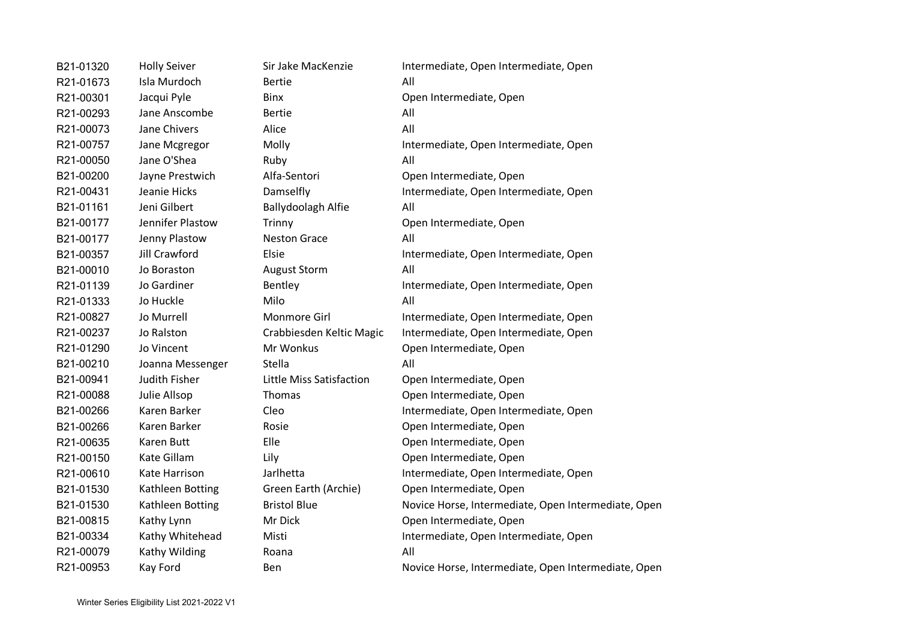| | | | |
|---|---|---|---|
| B21-01320 | Holly Seiver | Sir Jake MacKenzie | Intermediate, Open Intermediate, Open |
| R21-01673 | Isla Murdoch | Bertie | All |
| R21-00301 | Jacqui Pyle | Binx | Open Intermediate, Open |
| R21-00293 | Jane Anscombe | Bertie | All |
| R21-00073 | Jane Chivers | Alice | All |
| R21-00757 | Jane Mcgregor | Molly | Intermediate, Open Intermediate, Open |
| R21-00050 | Jane O'Shea | Ruby | All |
| B21-00200 | Jayne Prestwich | Alfa-Sentori | Open Intermediate, Open |
| R21-00431 | Jeanie Hicks | Damselfly | Intermediate, Open Intermediate, Open |
| B21-01161 | Jeni Gilbert | Ballydoolagh Alfie | All |
| B21-00177 | Jennifer Plastow | Trinny | Open Intermediate, Open |
| B21-00177 | Jenny Plastow | Neston Grace | All |
| B21-00357 | Jill Crawford | Elsie | Intermediate, Open Intermediate, Open |
| B21-00010 | Jo Boraston | August Storm | All |
| R21-01139 | Jo Gardiner | Bentley | Intermediate, Open Intermediate, Open |
| R21-01333 | Jo Huckle | Milo | All |
| R21-00827 | Jo Murrell | Monmore Girl | Intermediate, Open Intermediate, Open |
| R21-00237 | Jo Ralston | Crabbiesden Keltic Magic | Intermediate, Open Intermediate, Open |
| R21-01290 | Jo Vincent | Mr Wonkus | Open Intermediate, Open |
| B21-00210 | Joanna Messenger | Stella | All |
| B21-00941 | Judith Fisher | Little Miss Satisfaction | Open Intermediate, Open |
| R21-00088 | Julie Allsop | Thomas | Open Intermediate, Open |
| B21-00266 | Karen Barker | Cleo | Intermediate, Open Intermediate, Open |
| B21-00266 | Karen Barker | Rosie | Open Intermediate, Open |
| R21-00635 | Karen Butt | Elle | Open Intermediate, Open |
| R21-00150 | Kate Gillam | Lily | Open Intermediate, Open |
| R21-00610 | Kate Harrison | Jarlhetta | Intermediate, Open Intermediate, Open |
| B21-01530 | Kathleen Botting | Green Earth (Archie) | Open Intermediate, Open |
| B21-01530 | Kathleen Botting | Bristol Blue | Novice Horse, Intermediate, Open Intermediate, Open |
| B21-00815 | Kathy Lynn | Mr Dick | Open Intermediate, Open |
| B21-00334 | Kathy Whitehead | Misti | Intermediate, Open Intermediate, Open |
| R21-00079 | Kathy Wilding | Roana | All |
| R21-00953 | Kay Ford | Ben | Novice Horse, Intermediate, Open Intermediate, Open |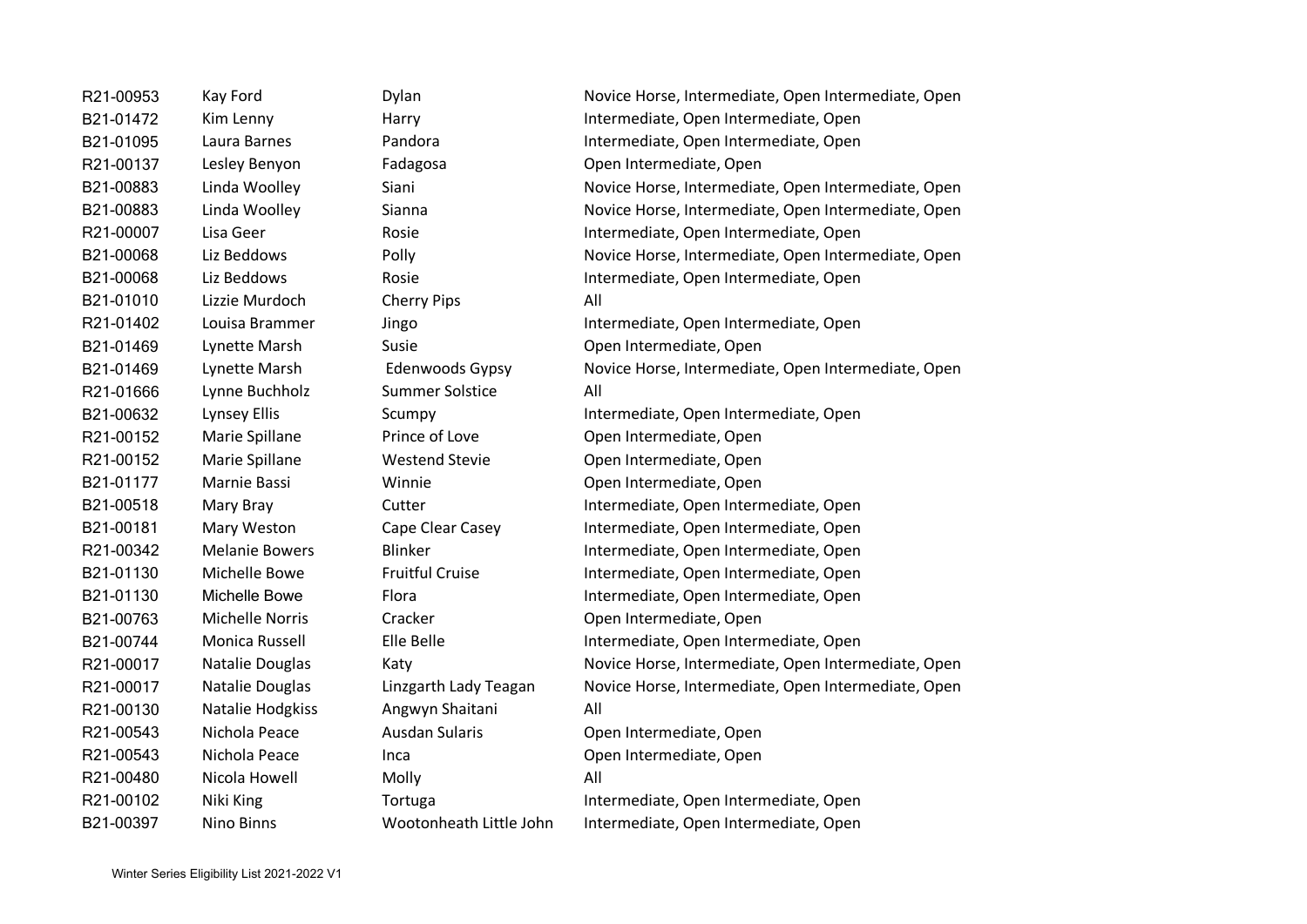| | | | |
|---|---|---|---|
| R21-00953 | Kay Ford | Dylan | Novice Horse, Intermediate, Open Intermediate, Open |
| B21-01472 | Kim Lenny | Harry | Intermediate, Open Intermediate, Open |
| B21-01095 | Laura Barnes | Pandora | Intermediate, Open Intermediate, Open |
| R21-00137 | Lesley Benyon | Fadagosa | Open Intermediate, Open |
| B21-00883 | Linda Woolley | Siani | Novice Horse, Intermediate, Open Intermediate, Open |
| B21-00883 | Linda Woolley | Sianna | Novice Horse, Intermediate, Open Intermediate, Open |
| R21-00007 | Lisa Geer | Rosie | Intermediate, Open Intermediate, Open |
| B21-00068 | Liz Beddows | Polly | Novice Horse, Intermediate, Open Intermediate, Open |
| B21-00068 | Liz Beddows | Rosie | Intermediate, Open Intermediate, Open |
| B21-01010 | Lizzie Murdoch | Cherry Pips | All |
| R21-01402 | Louisa Brammer | Jingo | Intermediate, Open Intermediate, Open |
| B21-01469 | Lynette Marsh | Susie | Open Intermediate, Open |
| B21-01469 | Lynette Marsh | Edenwoods Gypsy | Novice Horse, Intermediate, Open Intermediate, Open |
| R21-01666 | Lynne Buchholz | Summer Solstice | All |
| B21-00632 | Lynsey Ellis | Scumpy | Intermediate, Open Intermediate, Open |
| R21-00152 | Marie Spillane | Prince of Love | Open Intermediate, Open |
| R21-00152 | Marie Spillane | Westend Stevie | Open Intermediate, Open |
| B21-01177 | Marnie Bassi | Winnie | Open Intermediate, Open |
| B21-00518 | Mary Bray | Cutter | Intermediate, Open Intermediate, Open |
| B21-00181 | Mary Weston | Cape Clear Casey | Intermediate, Open Intermediate, Open |
| R21-00342 | Melanie Bowers | Blinker | Intermediate, Open Intermediate, Open |
| B21-01130 | Michelle Bowe | Fruitful Cruise | Intermediate, Open Intermediate, Open |
| B21-01130 | Michelle Bowe | Flora | Intermediate, Open Intermediate, Open |
| B21-00763 | Michelle Norris | Cracker | Open Intermediate, Open |
| B21-00744 | Monica Russell | Elle Belle | Intermediate, Open Intermediate, Open |
| R21-00017 | Natalie Douglas | Katy | Novice Horse, Intermediate, Open Intermediate, Open |
| R21-00017 | Natalie Douglas | Linzgarth Lady Teagan | Novice Horse, Intermediate, Open Intermediate, Open |
| R21-00130 | Natalie Hodgkiss | Angwyn Shaitani | All |
| R21-00543 | Nichola Peace | Ausdan Sularis | Open Intermediate, Open |
| R21-00543 | Nichola Peace | Inca | Open Intermediate, Open |
| R21-00480 | Nicola Howell | Molly | All |
| R21-00102 | Niki King | Tortuga | Intermediate, Open Intermediate, Open |
| B21-00397 | Nino Binns | Wootonheath Little John | Intermediate, Open Intermediate, Open |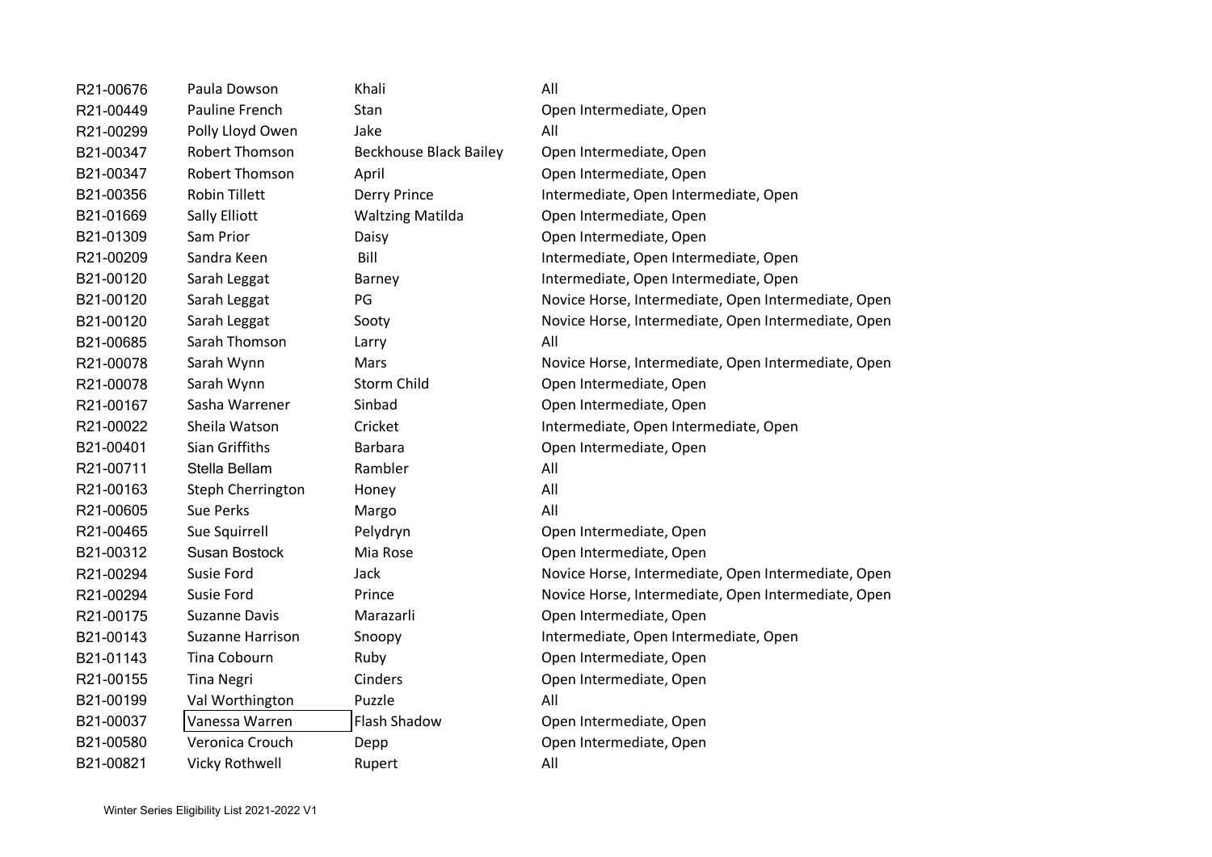| | | | |
|---|---|---|---|
| R21-00676 | Paula Dowson | Khali | All |
| R21-00449 | Pauline French | Stan | Open Intermediate, Open |
| R21-00299 | Polly Lloyd Owen | Jake | All |
| B21-00347 | Robert Thomson | Beckhouse Black Bailey | Open Intermediate, Open |
| B21-00347 | Robert Thomson | April | Open Intermediate, Open |
| B21-00356 | Robin Tillett | Derry Prince | Intermediate, Open Intermediate, Open |
| B21-01669 | Sally Elliott | Waltzing Matilda | Open Intermediate, Open |
| B21-01309 | Sam Prior | Daisy | Open Intermediate, Open |
| R21-00209 | Sandra Keen | Bill | Intermediate, Open Intermediate, Open |
| B21-00120 | Sarah Leggat | Barney | Intermediate, Open Intermediate, Open |
| B21-00120 | Sarah Leggat | PG | Novice Horse, Intermediate, Open Intermediate, Open |
| B21-00120 | Sarah Leggat | Sooty | Novice Horse, Intermediate, Open Intermediate, Open |
| B21-00685 | Sarah Thomson | Larry | All |
| R21-00078 | Sarah Wynn | Mars | Novice Horse, Intermediate, Open Intermediate, Open |
| R21-00078 | Sarah Wynn | Storm Child | Open Intermediate, Open |
| R21-00167 | Sasha Warrener | Sinbad | Open Intermediate, Open |
| R21-00022 | Sheila Watson | Cricket | Intermediate, Open Intermediate, Open |
| B21-00401 | Sian Griffiths | Barbara | Open Intermediate, Open |
| R21-00711 | Stella Bellam | Rambler | All |
| R21-00163 | Steph Cherrington | Honey | All |
| R21-00605 | Sue Perks | Margo | All |
| R21-00465 | Sue Squirrell | Pelydryn | Open Intermediate, Open |
| B21-00312 | Susan Bostock | Mia Rose | Open Intermediate, Open |
| R21-00294 | Susie Ford | Jack | Novice Horse, Intermediate, Open Intermediate, Open |
| R21-00294 | Susie Ford | Prince | Novice Horse, Intermediate, Open Intermediate, Open |
| R21-00175 | Suzanne Davis | Marazarli | Open Intermediate, Open |
| B21-00143 | Suzanne Harrison | Snoopy | Intermediate, Open Intermediate, Open |
| B21-01143 | Tina Cobourn | Ruby | Open Intermediate, Open |
| R21-00155 | Tina Negri | Cinders | Open Intermediate, Open |
| B21-00199 | Val Worthington | Puzzle | All |
| B21-00037 | Vanessa Warren | Flash Shadow | Open Intermediate, Open |
| B21-00580 | Veronica Crouch | Depp | Open Intermediate, Open |
| B21-00821 | Vicky Rothwell | Rupert | All |

Winter Series Eligibility List 2021-2022 V1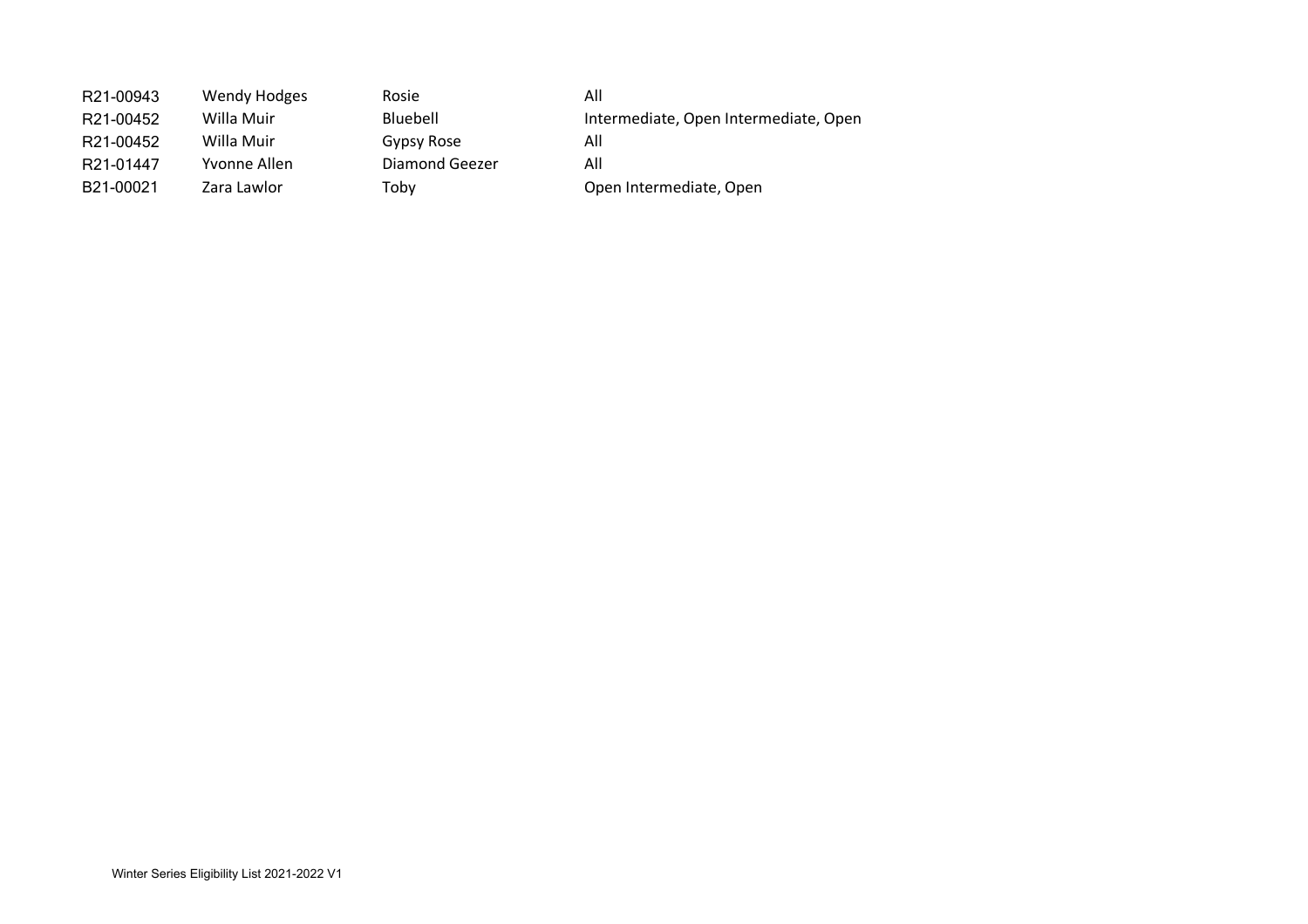| | | | |
|---|---|---|---|
| R21-00943 | Wendy Hodges | Rosie | All |
| R21-00452 | Willa Muir | Bluebell | Intermediate, Open Intermediate, Open |
| R21-00452 | Willa Muir | Gypsy Rose | All |
| R21-01447 | Yvonne Allen | Diamond Geezer | All |
| B21-00021 | Zara Lawlor | Toby | Open Intermediate, Open |